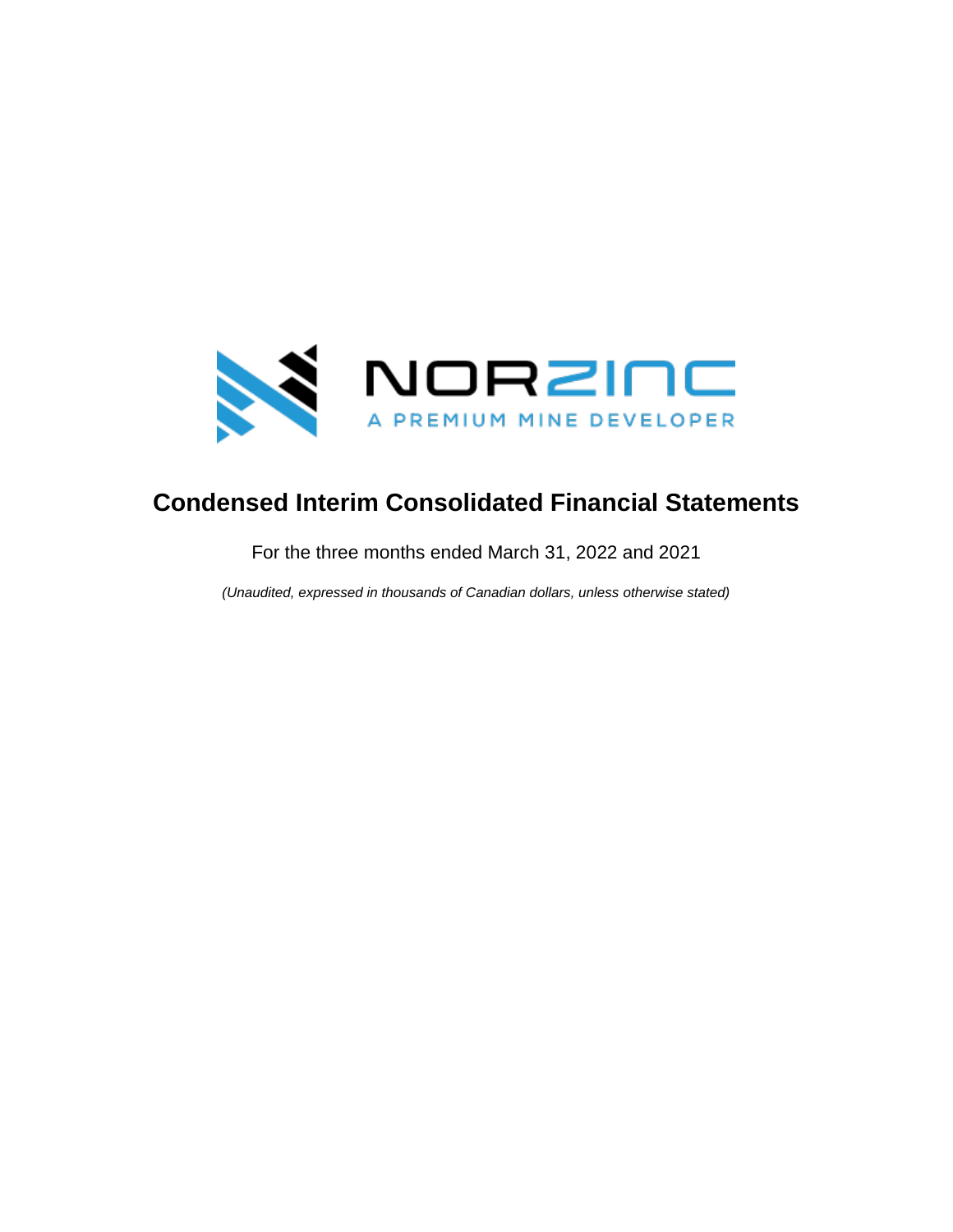NORZINC

A PREMIUM MINE DEVELOPER

# Condensed Interim Consolidated Financial Statements

For the three months ended March 31, 2022 and 2021

*(Unaudited, expressed in thousands of Canadian dollars, unless otherwise stated)*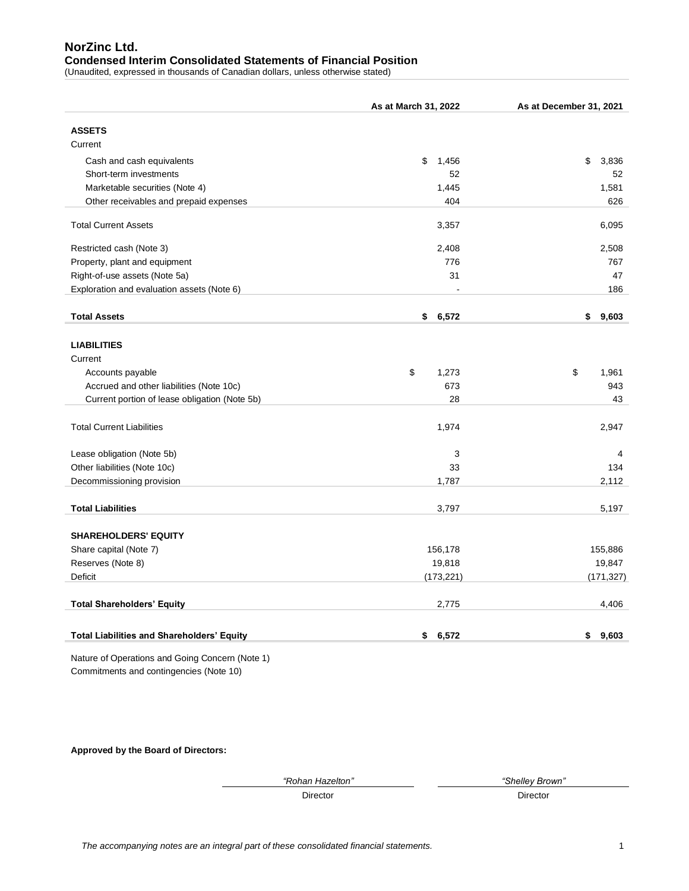# NorZinc Ltd.

## Condensed Interim Consolidated Statements of Financial Position

(Unaudited, expressed in thousands of Canadian dollars, unless otherwise stated)

| | As at March 31, 2022 | As at December 31, 2021 |
|---|---|---|
| **ASSETS** | | |
| Current | | |
| Cash and cash equivalents | $ 1,456 | $ 3,836 |
| Short-term investments | 52 | 52 |
| Marketable securities (Note 4) | 1,445 | 1,581 |
| Other receivables and prepaid expenses | 404 | 626 |
| Total Current Assets | 3,357 | 6,095 |
| Restricted cash (Note 3) | 2,408 | 2,508 |
| Property, plant and equipment | 776 | 767 |
| Right-of-use assets (Note 5a) | 31 | 47 |
| Exploration and evaluation assets (Note 6) | - | 186 |
| **Total Assets** | **$ 6,572** | **$ 9,603** |
| **LIABILITIES** | | |
| Current | | |
| Accounts payable | $ 1,273 | $ 1,961 |
| Accrued and other liabilities (Note 10c) | 673 | 943 |
| Current portion of lease obligation (Note 5b) | 28 | 43 |
| Total Current Liabilities | 1,974 | 2,947 |
| Lease obligation (Note 5b) | 3 | 4 |
| Other liabilities (Note 10c) | 33 | 134 |
| Decommissioning provision | 1,787 | 2,112 |
| **Total Liabilities** | 3,797 | 5,197 |
| **SHAREHOLDERS' EQUITY** | | |
| Share capital (Note 7) | 156,178 | 155,886 |
| Reserves (Note 8) | 19,818 | 19,847 |
| Deficit | (173,221) | (171,327) |
| **Total Shareholders' Equity** | 2,775 | 4,406 |
| **Total Liabilities and Shareholders' Equity** | **$ 6,572** | **$ 9,603** |

Nature of Operations and Going Concern (Note 1)
Commitments and contingencies (Note 10)

**Approved by the Board of Directors:**

| *"Rohan Hazelton"* | *"Shelley Brown"* |
|---|---|
| Director | Director |

*The accompanying notes are an integral part of these consolidated financial statements.*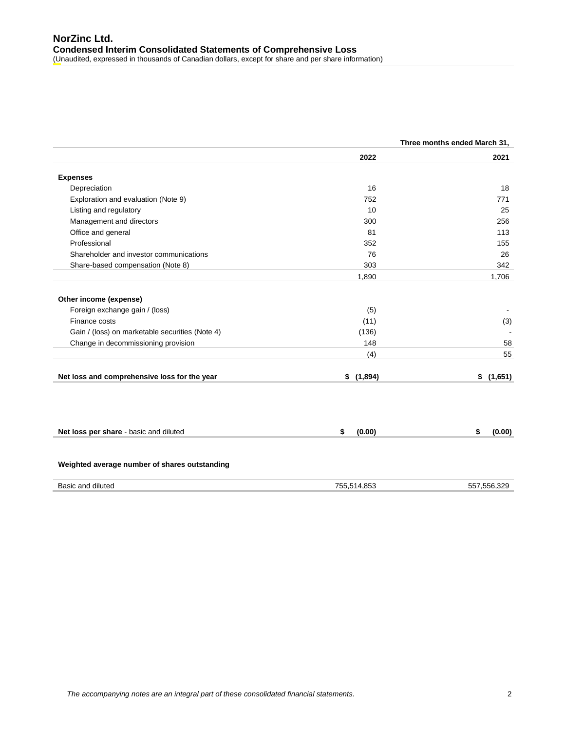# NorZinc Ltd.
## Condensed Interim Consolidated Statements of Comprehensive Loss
(Unaudited, expressed in thousands of Canadian dollars, except for share and per share information)

| | Three months ended March 31, | |
|---|---|---|
| | 2022 | 2021 |
| **Expenses** | | |
| Depreciation | 16 | 18 |
| Exploration and evaluation (Note 9) | 752 | 771 |
| Listing and regulatory | 10 | 25 |
| Management and directors | 300 | 256 |
| Office and general | 81 | 113 |
| Professional | 352 | 155 |
| Shareholder and investor communications | 76 | 26 |
| Share-based compensation (Note 8) | 303 | 342 |
| | 1,890 | 1,706 |
| **Other income (expense)** | | |
| Foreign exchange gain / (loss) | (5) | - |
| Finance costs | (11) | (3) |
| Gain / (loss) on marketable securities (Note 4) | (136) | - |
| Change in decommissioning provision | 148 | 58 |
| | (4) | 55 |
| **Net loss and comprehensive loss for the year** | **$ (1,894)** | **$ (1,651)** |
| **Net loss per share** - basic and diluted | **$ (0.00)** | **$ (0.00)** |
| **Weighted average number of shares outstanding** | | |
| Basic and diluted | 755,514,853 | 557,556,329 |

*The accompanying notes are an integral part of these consolidated financial statements.*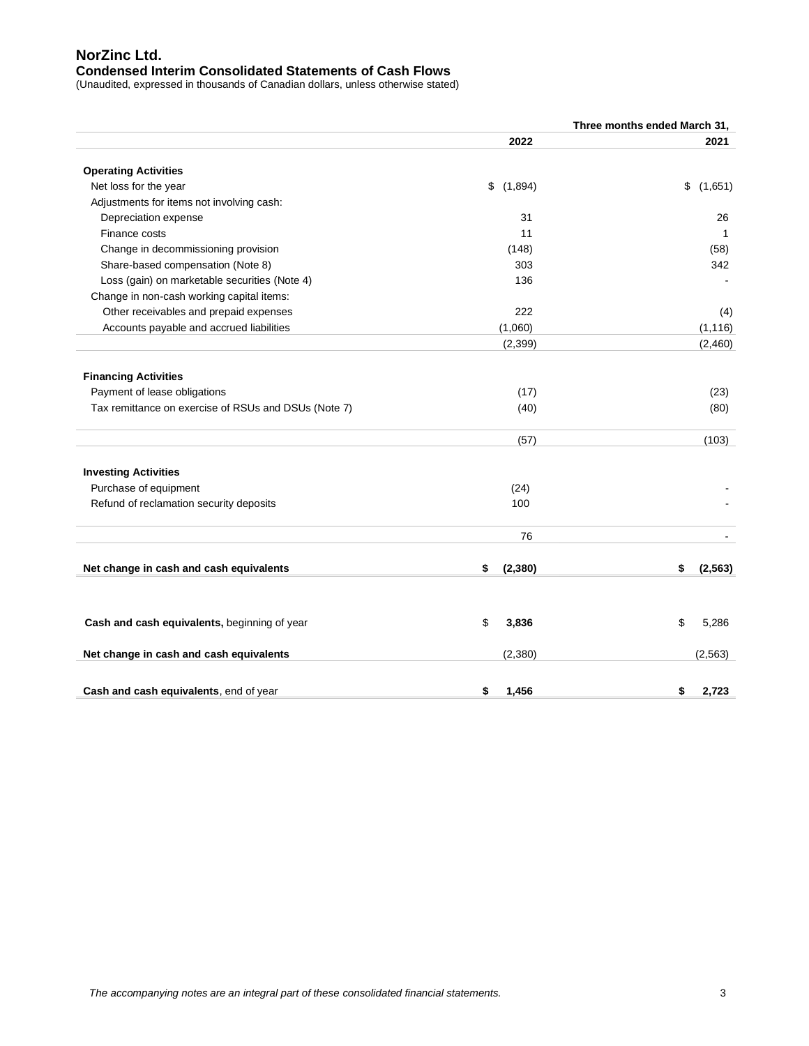# NorZinc Ltd.

## Condensed Interim Consolidated Statements of Cash Flows

(Unaudited, expressed in thousands of Canadian dollars, unless otherwise stated)

| | Three months ended March 31, | |
|---|---|---|
| | 2022 | 2021 |
| **Operating Activities** | | |
| Net loss for the year | $ (1,894) | $ (1,651) |
| Adjustments for items not involving cash: | | |
| Depreciation expense | 31 | 26 |
| Finance costs | 11 | 1 |
| Change in decommissioning provision | (148) | (58) |
| Share-based compensation (Note 8) | 303 | 342 |
| Loss (gain) on marketable securities (Note 4) | 136 | - |
| Change in non-cash working capital items: | | |
| Other receivables and prepaid expenses | 222 | (4) |
| Accounts payable and accrued liabilities | (1,060) | (1,116) |
| | (2,399) | (2,460) |
| **Financing Activities** | | |
| Payment of lease obligations | (17) | (23) |
| Tax remittance on exercise of RSUs and DSUs (Note 7) | (40) | (80) |
| | (57) | (103) |
| **Investing Activities** | | |
| Purchase of equipment | (24) | - |
| Refund of reclamation security deposits | 100 | - |
| | 76 | - |
| **Net change in cash and cash equivalents** | **$ (2,380)** | **$ (2,563)** |
| **Cash and cash equivalents,** beginning of year | $ **3,836** | $ 5,286 |
| **Net change in cash and cash equivalents** | (2,380) | (2,563) |
| **Cash and cash equivalents**, end of year | **$ 1,456** | **$ 2,723** |

*The accompanying notes are an integral part of these consolidated financial statements.*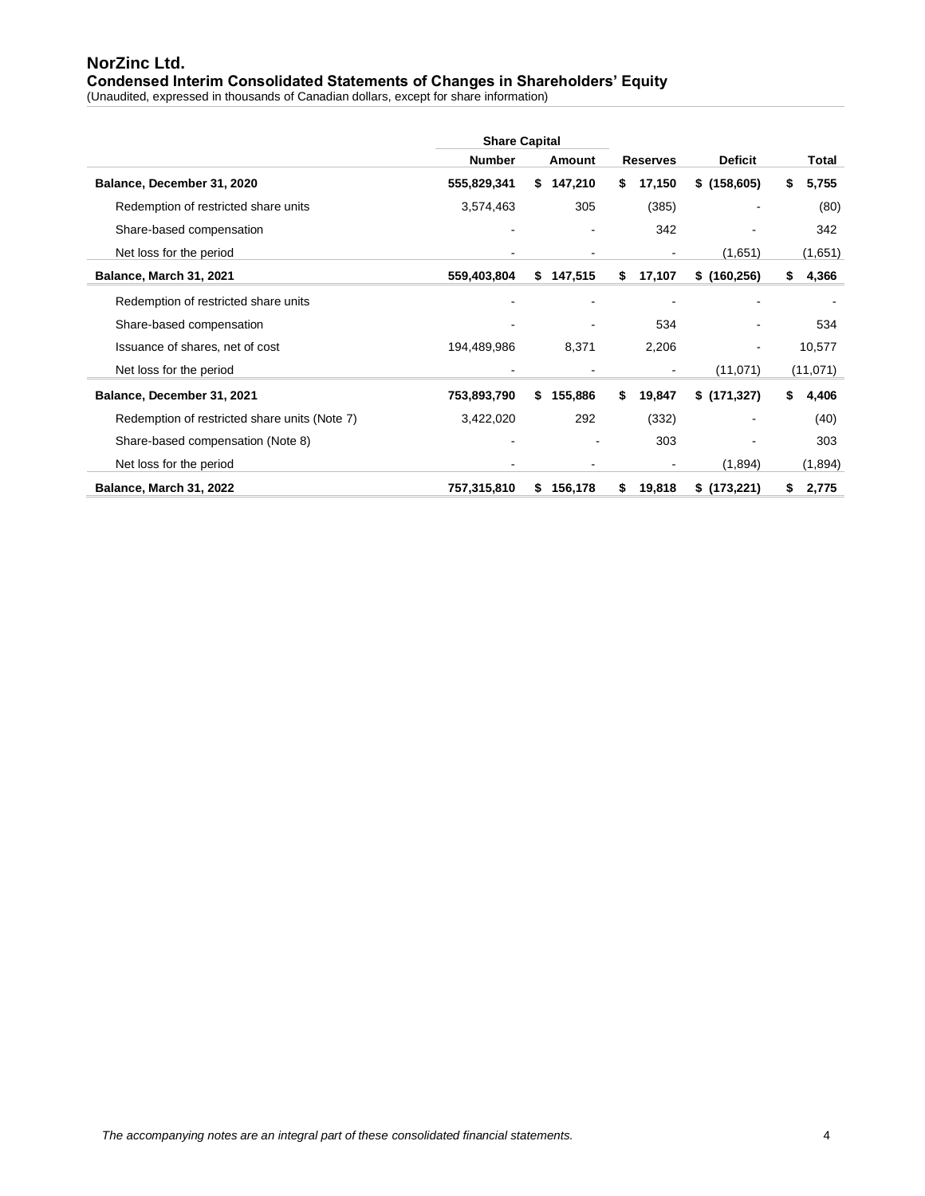# NorZinc Ltd.

## Condensed Interim Consolidated Statements of Changes in Shareholders' Equity

(Unaudited, expressed in thousands of Canadian dollars, except for share information)

| | Share Capital | | | | |
|---|---|---|---|---|---|
| | Number | Amount | Reserves | Deficit | Total |
| **Balance, December 31, 2020** | **555,829,341** | **$ 147,210** | **$ 17,150** | **$ (158,605)** | **$ 5,755** |
| Redemption of restricted share units | 3,574,463 | 305 | (385) | - | (80) |
| Share-based compensation | - | - | 342 | - | 342 |
| Net loss for the period | - | - | - | (1,651) | (1,651) |
| **Balance, March 31, 2021** | **559,403,804** | **$ 147,515** | **$ 17,107** | **$ (160,256)** | **$ 4,366** |
| Redemption of restricted share units | - | - | - | - | - |
| Share-based compensation | - | - | 534 | - | 534 |
| Issuance of shares, net of cost | 194,489,986 | 8,371 | 2,206 | - | 10,577 |
| Net loss for the period | - | - | - | (11,071) | (11,071) |
| **Balance, December 31, 2021** | **753,893,790** | **$ 155,886** | **$ 19,847** | **$ (171,327)** | **$ 4,406** |
| Redemption of restricted share units (Note 7) | 3,422,020 | 292 | (332) | - | (40) |
| Share-based compensation (Note 8) | - | - | 303 | - | 303 |
| Net loss for the period | - | - | - | (1,894) | (1,894) |
| **Balance, March 31, 2022** | **757,315,810** | **$ 156,178** | **$ 19,818** | **$ (173,221)** | **$ 2,775** |

*The accompanying notes are an integral part of these consolidated financial statements.*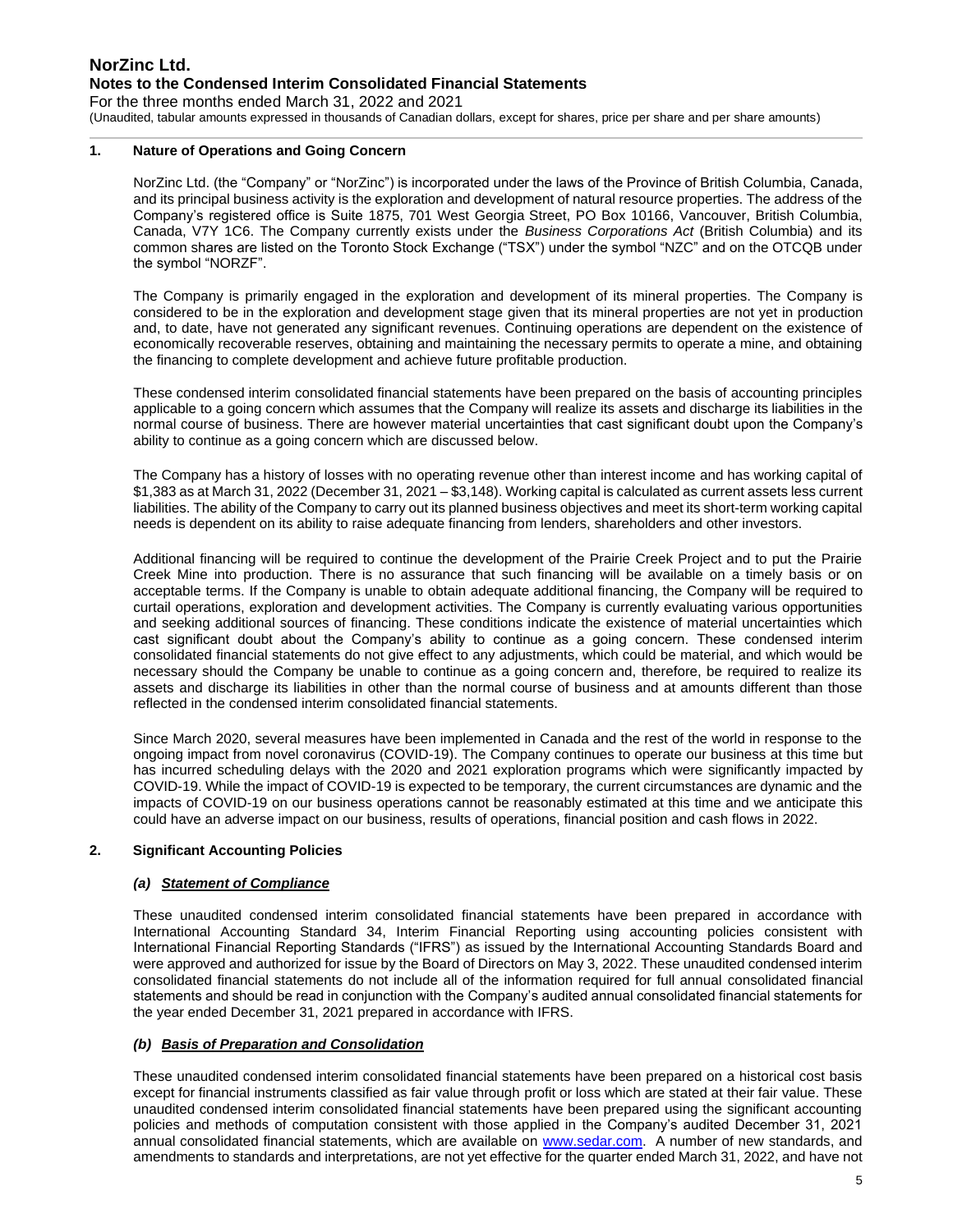## 1. Nature of Operations and Going Concern

NorZinc Ltd. (the "Company" or "NorZinc") is incorporated under the laws of the Province of British Columbia, Canada, and its principal business activity is the exploration and development of natural resource properties. The address of the Company's registered office is Suite 1875, 701 West Georgia Street, PO Box 10166, Vancouver, British Columbia, Canada, V7Y 1C6. The Company currently exists under the *Business Corporations Act* (British Columbia) and its common shares are listed on the Toronto Stock Exchange ("TSX") under the symbol "NZC" and on the OTCQB under the symbol "NORZF".

The Company is primarily engaged in the exploration and development of its mineral properties. The Company is considered to be in the exploration and development stage given that its mineral properties are not yet in production and, to date, have not generated any significant revenues. Continuing operations are dependent on the existence of economically recoverable reserves, obtaining and maintaining the necessary permits to operate a mine, and obtaining the financing to complete development and achieve future profitable production.

These condensed interim consolidated financial statements have been prepared on the basis of accounting principles applicable to a going concern which assumes that the Company will realize its assets and discharge its liabilities in the normal course of business. There are however material uncertainties that cast significant doubt upon the Company's ability to continue as a going concern which are discussed below.

The Company has a history of losses with no operating revenue other than interest income and has working capital of $1,383 as at March 31, 2022 (December 31, 2021 – $3,148). Working capital is calculated as current assets less current liabilities. The ability of the Company to carry out its planned business objectives and meet its short-term working capital needs is dependent on its ability to raise adequate financing from lenders, shareholders and other investors.

Additional financing will be required to continue the development of the Prairie Creek Project and to put the Prairie Creek Mine into production. There is no assurance that such financing will be available on a timely basis or on acceptable terms. If the Company is unable to obtain adequate additional financing, the Company will be required to curtail operations, exploration and development activities. The Company is currently evaluating various opportunities and seeking additional sources of financing. These conditions indicate the existence of material uncertainties which cast significant doubt about the Company's ability to continue as a going concern. These condensed interim consolidated financial statements do not give effect to any adjustments, which could be material, and which would be necessary should the Company be unable to continue as a going concern and, therefore, be required to realize its assets and discharge its liabilities in other than the normal course of business and at amounts different than those reflected in the condensed interim consolidated financial statements.

Since March 2020, several measures have been implemented in Canada and the rest of the world in response to the ongoing impact from novel coronavirus (COVID-19). The Company continues to operate our business at this time but has incurred scheduling delays with the 2020 and 2021 exploration programs which were significantly impacted by COVID-19. While the impact of COVID-19 is expected to be temporary, the current circumstances are dynamic and the impacts of COVID-19 on our business operations cannot be reasonably estimated at this time and we anticipate this could have an adverse impact on our business, results of operations, financial position and cash flows in 2022.

## 2. Significant Accounting Policies

### *(a) Statement of Compliance*

These unaudited condensed interim consolidated financial statements have been prepared in accordance with International Accounting Standard 34, Interim Financial Reporting using accounting policies consistent with International Financial Reporting Standards ("IFRS") as issued by the International Accounting Standards Board and were approved and authorized for issue by the Board of Directors on May 3, 2022. These unaudited condensed interim consolidated financial statements do not include all of the information required for full annual consolidated financial statements and should be read in conjunction with the Company's audited annual consolidated financial statements for the year ended December 31, 2021 prepared in accordance with IFRS.

### *(b) Basis of Preparation and Consolidation*

These unaudited condensed interim consolidated financial statements have been prepared on a historical cost basis except for financial instruments classified as fair value through profit or loss which are stated at their fair value. These unaudited condensed interim consolidated financial statements have been prepared using the significant accounting policies and methods of computation consistent with those applied in the Company's audited December 31, 2021 annual consolidated financial statements, which are available on www.sedar.com. A number of new standards, and amendments to standards and interpretations, are not yet effective for the quarter ended March 31, 2022, and have not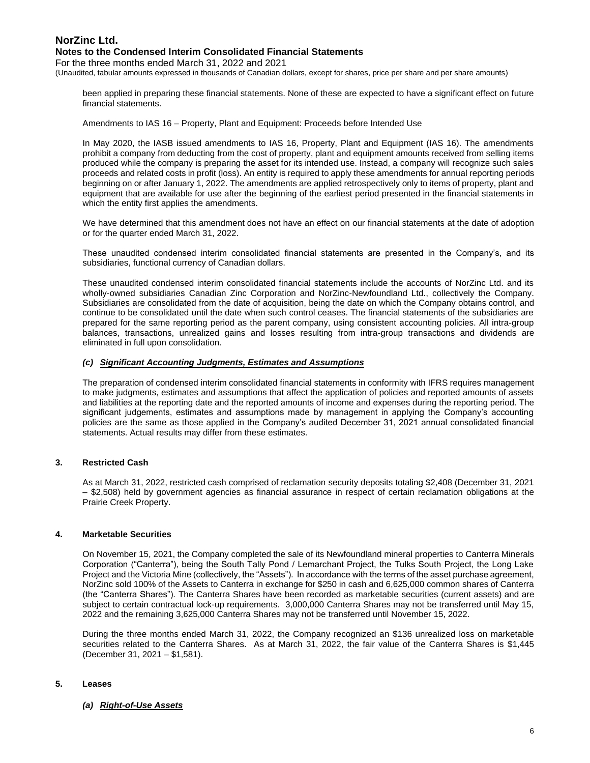been applied in preparing these financial statements. None of these are expected to have a significant effect on future financial statements.

Amendments to IAS 16 – Property, Plant and Equipment: Proceeds before Intended Use

In May 2020, the IASB issued amendments to IAS 16, Property, Plant and Equipment (IAS 16). The amendments prohibit a company from deducting from the cost of property, plant and equipment amounts received from selling items produced while the company is preparing the asset for its intended use. Instead, a company will recognize such sales proceeds and related costs in profit (loss). An entity is required to apply these amendments for annual reporting periods beginning on or after January 1, 2022. The amendments are applied retrospectively only to items of property, plant and equipment that are available for use after the beginning of the earliest period presented in the financial statements in which the entity first applies the amendments.

We have determined that this amendment does not have an effect on our financial statements at the date of adoption or for the quarter ended March 31, 2022.

These unaudited condensed interim consolidated financial statements are presented in the Company's, and its subsidiaries, functional currency of Canadian dollars.

These unaudited condensed interim consolidated financial statements include the accounts of NorZinc Ltd. and its wholly-owned subsidiaries Canadian Zinc Corporation and NorZinc-Newfoundland Ltd., collectively the Company. Subsidiaries are consolidated from the date of acquisition, being the date on which the Company obtains control, and continue to be consolidated until the date when such control ceases. The financial statements of the subsidiaries are prepared for the same reporting period as the parent company, using consistent accounting policies. All intra-group balances, transactions, unrealized gains and losses resulting from intra-group transactions and dividends are eliminated in full upon consolidation.

### *(c) Significant Accounting Judgments, Estimates and Assumptions*

The preparation of condensed interim consolidated financial statements in conformity with IFRS requires management to make judgments, estimates and assumptions that affect the application of policies and reported amounts of assets and liabilities at the reporting date and the reported amounts of income and expenses during the reporting period. The significant judgements, estimates and assumptions made by management in applying the Company's accounting policies are the same as those applied in the Company's audited December 31, 2021 annual consolidated financial statements. Actual results may differ from these estimates.

## 3. Restricted Cash

As at March 31, 2022, restricted cash comprised of reclamation security deposits totaling $2,408 (December 31, 2021 – $2,508) held by government agencies as financial assurance in respect of certain reclamation obligations at the Prairie Creek Property.

## 4. Marketable Securities

On November 15, 2021, the Company completed the sale of its Newfoundland mineral properties to Canterra Minerals Corporation ("Canterra"), being the South Tally Pond / Lemarchant Project, the Tulks South Project, the Long Lake Project and the Victoria Mine (collectively, the "Assets"). In accordance with the terms of the asset purchase agreement, NorZinc sold 100% of the Assets to Canterra in exchange for $250 in cash and 6,625,000 common shares of Canterra (the "Canterra Shares"). The Canterra Shares have been recorded as marketable securities (current assets) and are subject to certain contractual lock-up requirements. 3,000,000 Canterra Shares may not be transferred until May 15, 2022 and the remaining 3,625,000 Canterra Shares may not be transferred until November 15, 2022.

During the three months ended March 31, 2022, the Company recognized an $136 unrealized loss on marketable securities related to the Canterra Shares. As at March 31, 2022, the fair value of the Canterra Shares is $1,445 (December 31, 2021 – $1,581).

## 5. Leases

### *(a) Right-of-Use Assets*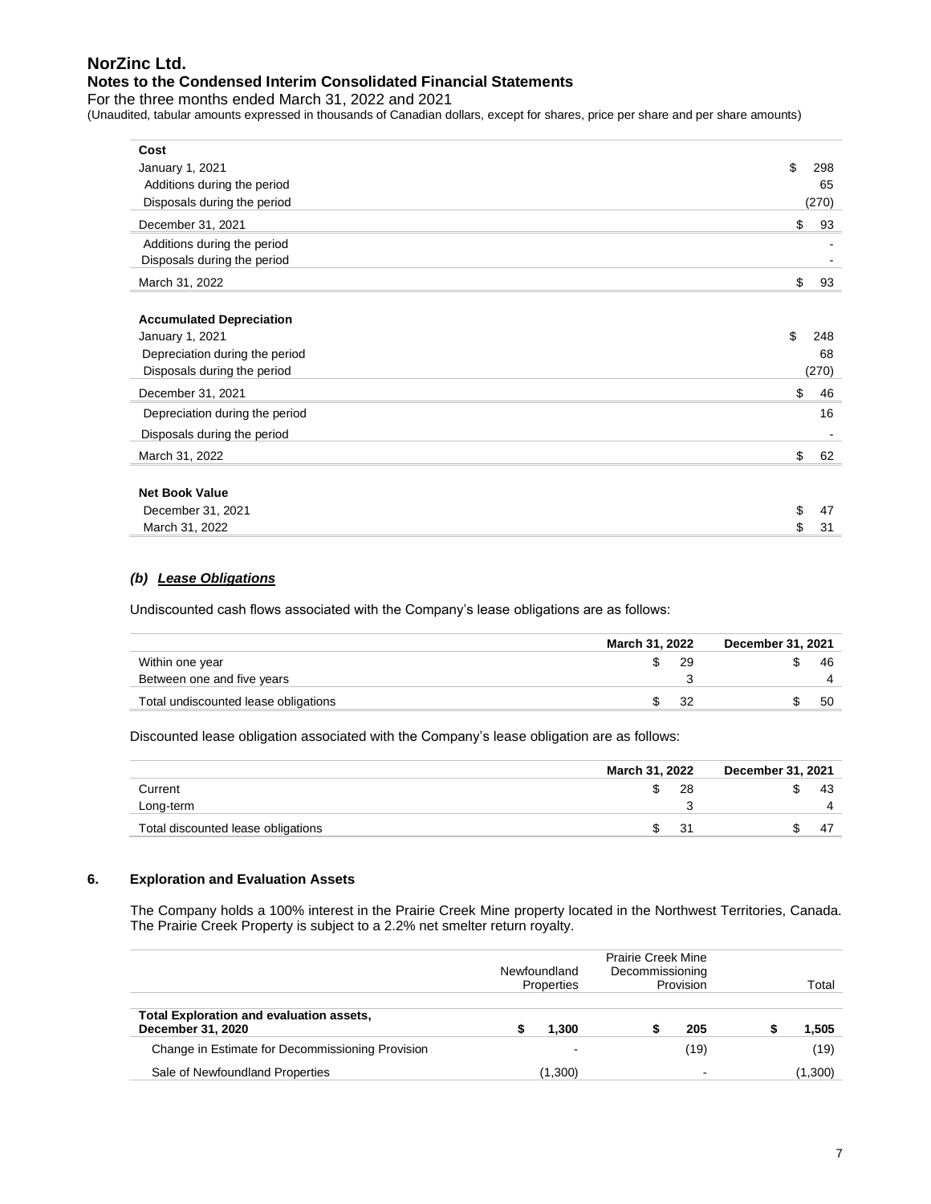| Cost | |
|---|---|
| January 1, 2021 | $ 298 |
| Additions during the period | 65 |
| Disposals during the period | (270) |
| December 31, 2021 | $ 93 |
| Additions during the period | - |
| Disposals during the period | - |
| March 31, 2022 | $ 93 |
| | |
| **Accumulated Depreciation** | |
| January 1, 2021 | $ 248 |
| Depreciation during the period | 68 |
| Disposals during the period | (270) |
| December 31, 2021 | $ 46 |
| Depreciation during the period | 16 |
| Disposals during the period | - |
| March 31, 2022 | $ 62 |
| | |
| **Net Book Value** | |
| December 31, 2021 | $ 47 |
| March 31, 2022 | $ 31 |

### *(b) Lease Obligations*

Undiscounted cash flows associated with the Company's lease obligations are as follows:

| | March 31, 2022 | December 31, 2021 |
|---|---|---|
| Within one year | $ 29 | $ 46 |
| Between one and five years | 3 | 4 |
| Total undiscounted lease obligations | $ 32 | $ 50 |

Discounted lease obligation associated with the Company's lease obligation are as follows:

| | March 31, 2022 | December 31, 2021 |
|---|---|---|
| Current | $ 28 | $ 43 |
| Long-term | 3 | 4 |
| Total discounted lease obligations | $ 31 | $ 47 |

## 6. Exploration and Evaluation Assets

The Company holds a 100% interest in the Prairie Creek Mine property located in the Northwest Territories, Canada. The Prairie Creek Property is subject to a 2.2% net smelter return royalty.

| | Newfoundland Properties | Prairie Creek Mine Decommissioning Provision | Total |
|---|---|---|---|
| **Total Exploration and evaluation assets, December 31, 2020** | **$ 1,300** | **$ 205** | **$ 1,505** |
| Change in Estimate for Decommissioning Provision | - | (19) | (19) |
| Sale of Newfoundland Properties | (1,300) | - | (1,300) |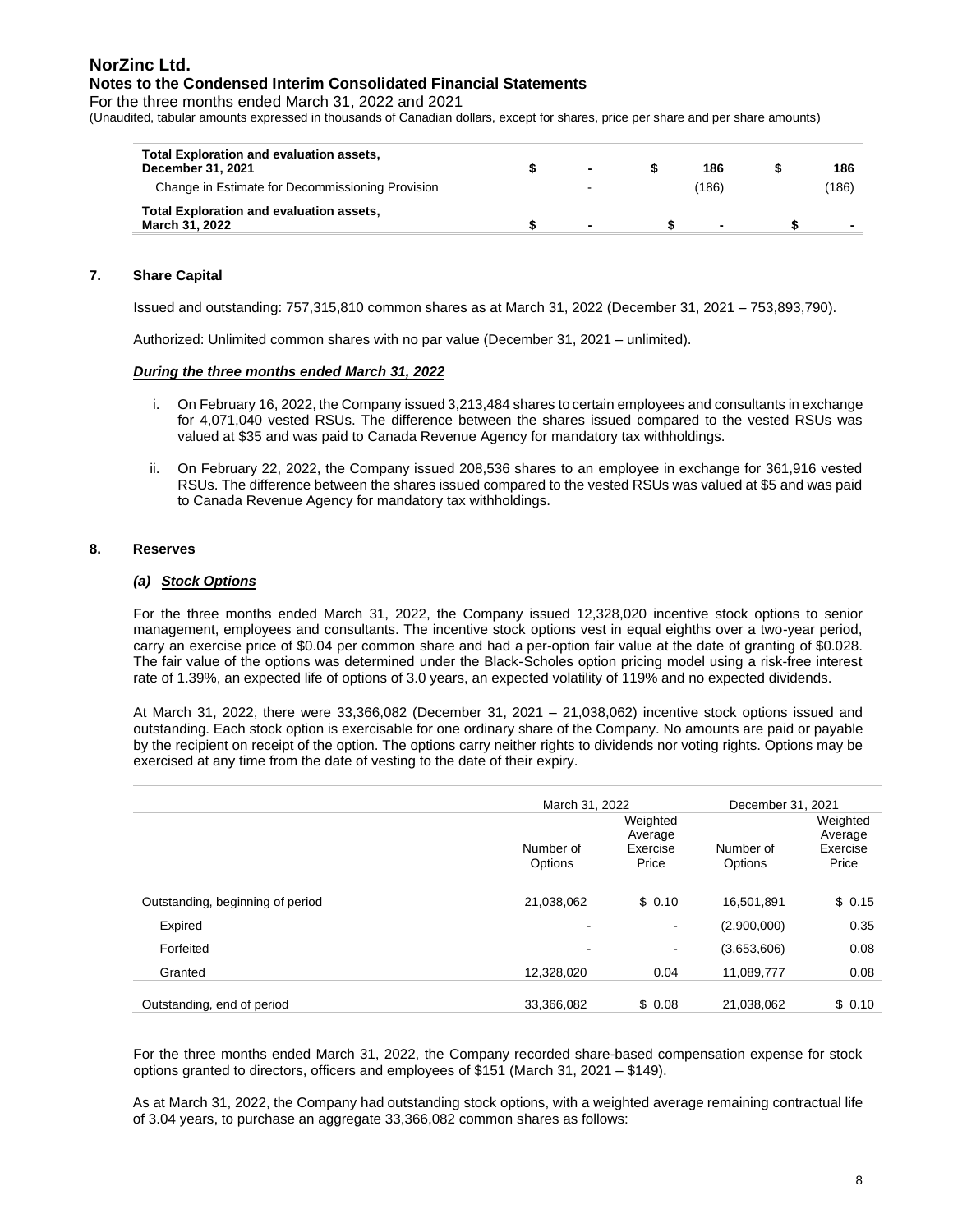| | | | |
|---|---|---|---|
| **Total Exploration and evaluation assets, December 31, 2021** | **$ -** | **$ 186** | **$ 186** |
| Change in Estimate for Decommissioning Provision | - | (186) | (186) |
| **Total Exploration and evaluation assets, March 31, 2022** | **$ -** | **$ -** | **$ -** |

## 7. Share Capital

Issued and outstanding: 757,315,810 common shares as at March 31, 2022 (December 31, 2021 – 753,893,790).

Authorized: Unlimited common shares with no par value (December 31, 2021 – unlimited).

***During the three months ended March 31, 2022***

i. On February 16, 2022, the Company issued 3,213,484 shares to certain employees and consultants in exchange for 4,071,040 vested RSUs. The difference between the shares issued compared to the vested RSUs was valued at $35 and was paid to Canada Revenue Agency for mandatory tax withholdings.

ii. On February 22, 2022, the Company issued 208,536 shares to an employee in exchange for 361,916 vested RSUs. The difference between the shares issued compared to the vested RSUs was valued at $5 and was paid to Canada Revenue Agency for mandatory tax withholdings.

## 8. Reserves

### *(a) Stock Options*

For the three months ended March 31, 2022, the Company issued 12,328,020 incentive stock options to senior management, employees and consultants. The incentive stock options vest in equal eighths over a two-year period, carry an exercise price of $0.04 per common share and had a per-option fair value at the date of granting of $0.028. The fair value of the options was determined under the Black-Scholes option pricing model using a risk-free interest rate of 1.39%, an expected life of options of 3.0 years, an expected volatility of 119% and no expected dividends.

At March 31, 2022, there were 33,366,082 (December 31, 2021 – 21,038,062) incentive stock options issued and outstanding. Each stock option is exercisable for one ordinary share of the Company. No amounts are paid or payable by the recipient on receipt of the option. The options carry neither rights to dividends nor voting rights. Options may be exercised at any time from the date of vesting to the date of their expiry.

| | March 31, 2022 | | December 31, 2021 | |
|---|---|---|---|---|
| | Number of Options | Weighted Average Exercise Price | Number of Options | Weighted Average Exercise Price |
| Outstanding, beginning of period | 21,038,062 | $ 0.10 | 16,501,891 | $ 0.15 |
| Expired | - | - | (2,900,000) | 0.35 |
| Forfeited | - | - | (3,653,606) | 0.08 |
| Granted | 12,328,020 | 0.04 | 11,089,777 | 0.08 |
| Outstanding, end of period | 33,366,082 | $ 0.08 | 21,038,062 | $ 0.10 |

For the three months ended March 31, 2022, the Company recorded share-based compensation expense for stock options granted to directors, officers and employees of $151 (March 31, 2021 – $149).

As at March 31, 2022, the Company had outstanding stock options, with a weighted average remaining contractual life of 3.04 years, to purchase an aggregate 33,366,082 common shares as follows: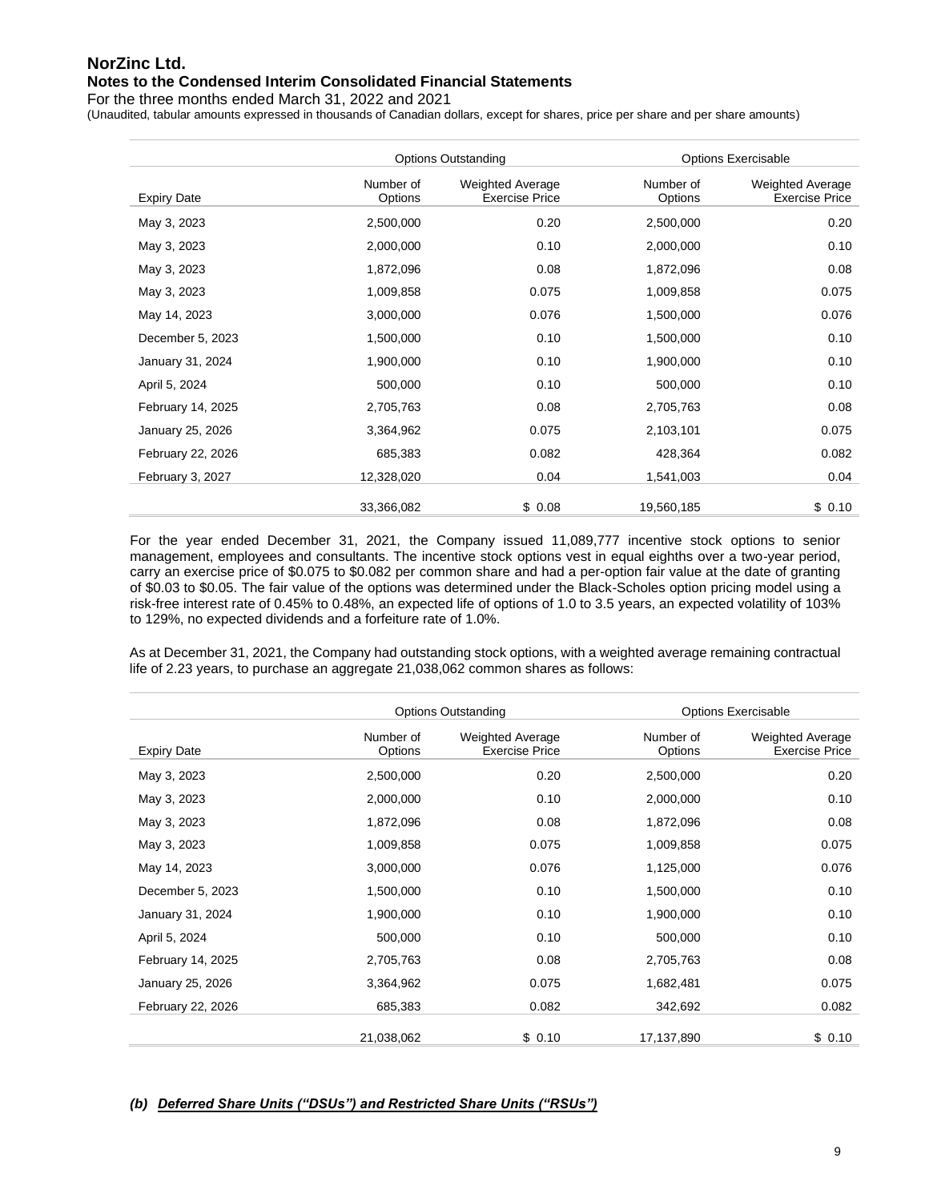| | Options Outstanding | | Options Exercisable | |
|---|---|---|---|---|
| Expiry Date | Number of Options | Weighted Average Exercise Price | Number of Options | Weighted Average Exercise Price |
| May 3, 2023 | 2,500,000 | 0.20 | 2,500,000 | 0.20 |
| May 3, 2023 | 2,000,000 | 0.10 | 2,000,000 | 0.10 |
| May 3, 2023 | 1,872,096 | 0.08 | 1,872,096 | 0.08 |
| May 3, 2023 | 1,009,858 | 0.075 | 1,009,858 | 0.075 |
| May 14, 2023 | 3,000,000 | 0.076 | 1,500,000 | 0.076 |
| December 5, 2023 | 1,500,000 | 0.10 | 1,500,000 | 0.10 |
| January 31, 2024 | 1,900,000 | 0.10 | 1,900,000 | 0.10 |
| April 5, 2024 | 500,000 | 0.10 | 500,000 | 0.10 |
| February 14, 2025 | 2,705,763 | 0.08 | 2,705,763 | 0.08 |
| January 25, 2026 | 3,364,962 | 0.075 | 2,103,101 | 0.075 |
| February 22, 2026 | 685,383 | 0.082 | 428,364 | 0.082 |
| February 3, 2027 | 12,328,020 | 0.04 | 1,541,003 | 0.04 |
| | 33,366,082 | $ 0.08 | 19,560,185 | $ 0.10 |

For the year ended December 31, 2021, the Company issued 11,089,777 incentive stock options to senior management, employees and consultants. The incentive stock options vest in equal eighths over a two-year period, carry an exercise price of $0.075 to $0.082 per common share and had a per-option fair value at the date of granting of $0.03 to $0.05. The fair value of the options was determined under the Black-Scholes option pricing model using a risk-free interest rate of 0.45% to 0.48%, an expected life of options of 1.0 to 3.5 years, an expected volatility of 103% to 129%, no expected dividends and a forfeiture rate of 1.0%.

As at December 31, 2021, the Company had outstanding stock options, with a weighted average remaining contractual life of 2.23 years, to purchase an aggregate 21,038,062 common shares as follows:

| | Options Outstanding | | Options Exercisable | |
|---|---|---|---|---|
| Expiry Date | Number of Options | Weighted Average Exercise Price | Number of Options | Weighted Average Exercise Price |
| May 3, 2023 | 2,500,000 | 0.20 | 2,500,000 | 0.20 |
| May 3, 2023 | 2,000,000 | 0.10 | 2,000,000 | 0.10 |
| May 3, 2023 | 1,872,096 | 0.08 | 1,872,096 | 0.08 |
| May 3, 2023 | 1,009,858 | 0.075 | 1,009,858 | 0.075 |
| May 14, 2023 | 3,000,000 | 0.076 | 1,125,000 | 0.076 |
| December 5, 2023 | 1,500,000 | 0.10 | 1,500,000 | 0.10 |
| January 31, 2024 | 1,900,000 | 0.10 | 1,900,000 | 0.10 |
| April 5, 2024 | 500,000 | 0.10 | 500,000 | 0.10 |
| February 14, 2025 | 2,705,763 | 0.08 | 2,705,763 | 0.08 |
| January 25, 2026 | 3,364,962 | 0.075 | 1,682,481 | 0.075 |
| February 22, 2026 | 685,383 | 0.082 | 342,692 | 0.082 |
| | 21,038,062 | $ 0.10 | 17,137,890 | $ 0.10 |

### *(b) Deferred Share Units ("DSUs") and Restricted Share Units ("RSUs")*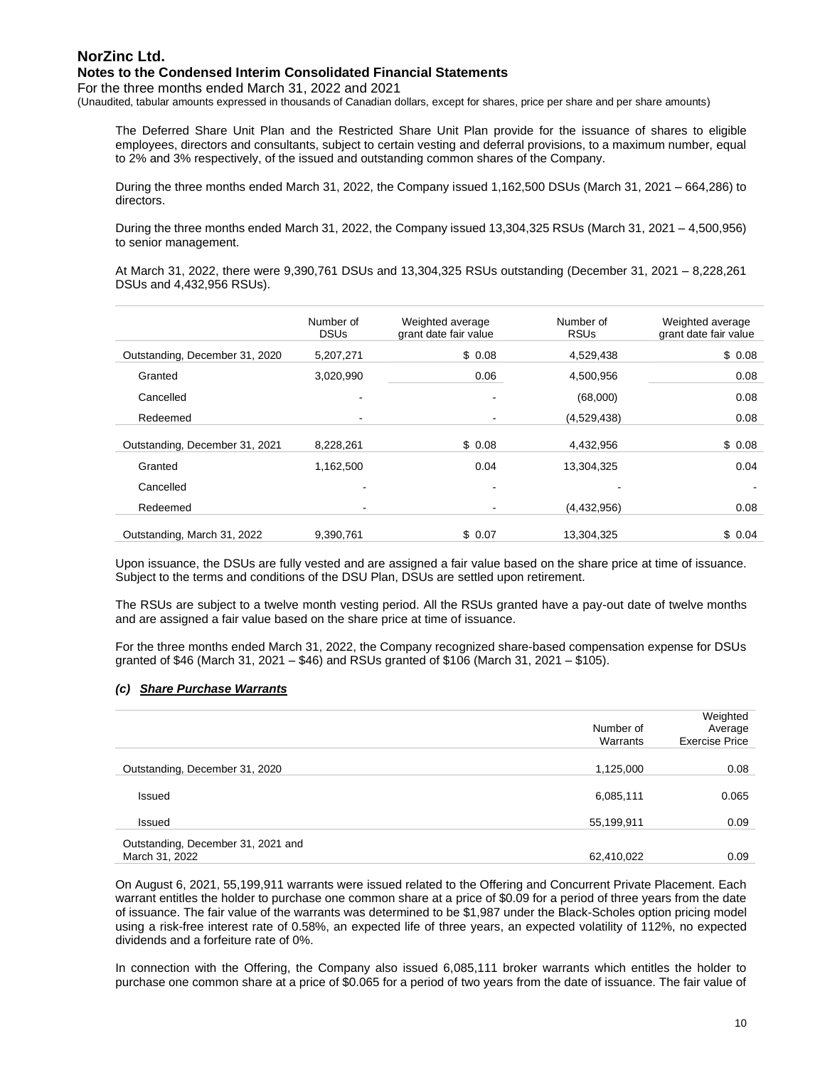The Deferred Share Unit Plan and the Restricted Share Unit Plan provide for the issuance of shares to eligible employees, directors and consultants, subject to certain vesting and deferral provisions, to a maximum number, equal to 2% and 3% respectively, of the issued and outstanding common shares of the Company.

During the three months ended March 31, 2022, the Company issued 1,162,500 DSUs (March 31, 2021 – 664,286) to directors.

During the three months ended March 31, 2022, the Company issued 13,304,325 RSUs (March 31, 2021 – 4,500,956) to senior management.

At March 31, 2022, there were 9,390,761 DSUs and 13,304,325 RSUs outstanding (December 31, 2021 – 8,228,261 DSUs and 4,432,956 RSUs).

| | Number of DSUs | Weighted average grant date fair value | Number of RSUs | Weighted average grant date fair value |
|---|---|---|---|---|
| Outstanding, December 31, 2020 | 5,207,271 | $ 0.08 | 4,529,438 | $ 0.08 |
| Granted | 3,020,990 | 0.06 | 4,500,956 | 0.08 |
| Cancelled | - | - | (68,000) | 0.08 |
| Redeemed | - | - | (4,529,438) | 0.08 |
| Outstanding, December 31, 2021 | 8,228,261 | $ 0.08 | 4,432,956 | $ 0.08 |
| Granted | 1,162,500 | 0.04 | 13,304,325 | 0.04 |
| Cancelled | - | - | - | - |
| Redeemed | - | - | (4,432,956) | 0.08 |
| Outstanding, March 31, 2022 | 9,390,761 | $ 0.07 | 13,304,325 | $ 0.04 |

Upon issuance, the DSUs are fully vested and are assigned a fair value based on the share price at time of issuance. Subject to the terms and conditions of the DSU Plan, DSUs are settled upon retirement.

The RSUs are subject to a twelve month vesting period. All the RSUs granted have a pay-out date of twelve months and are assigned a fair value based on the share price at time of issuance.

For the three months ended March 31, 2022, the Company recognized share-based compensation expense for DSUs granted of $46 (March 31, 2021 – $46) and RSUs granted of $106 (March 31, 2021 – $105).

### *(c) Share Purchase Warrants*

| | Number of Warrants | Weighted Average Exercise Price |
|---|---|---|
| Outstanding, December 31, 2020 | 1,125,000 | 0.08 |
| Issued | 6,085,111 | 0.065 |
| Issued | 55,199,911 | 0.09 |
| Outstanding, December 31, 2021 and March 31, 2022 | 62,410,022 | 0.09 |

On August 6, 2021, 55,199,911 warrants were issued related to the Offering and Concurrent Private Placement. Each warrant entitles the holder to purchase one common share at a price of $0.09 for a period of three years from the date of issuance. The fair value of the warrants was determined to be $1,987 under the Black-Scholes option pricing model using a risk-free interest rate of 0.58%, an expected life of three years, an expected volatility of 112%, no expected dividends and a forfeiture rate of 0%.

In connection with the Offering, the Company also issued 6,085,111 broker warrants which entitles the holder to purchase one common share at a price of $0.065 for a period of two years from the date of issuance. The fair value of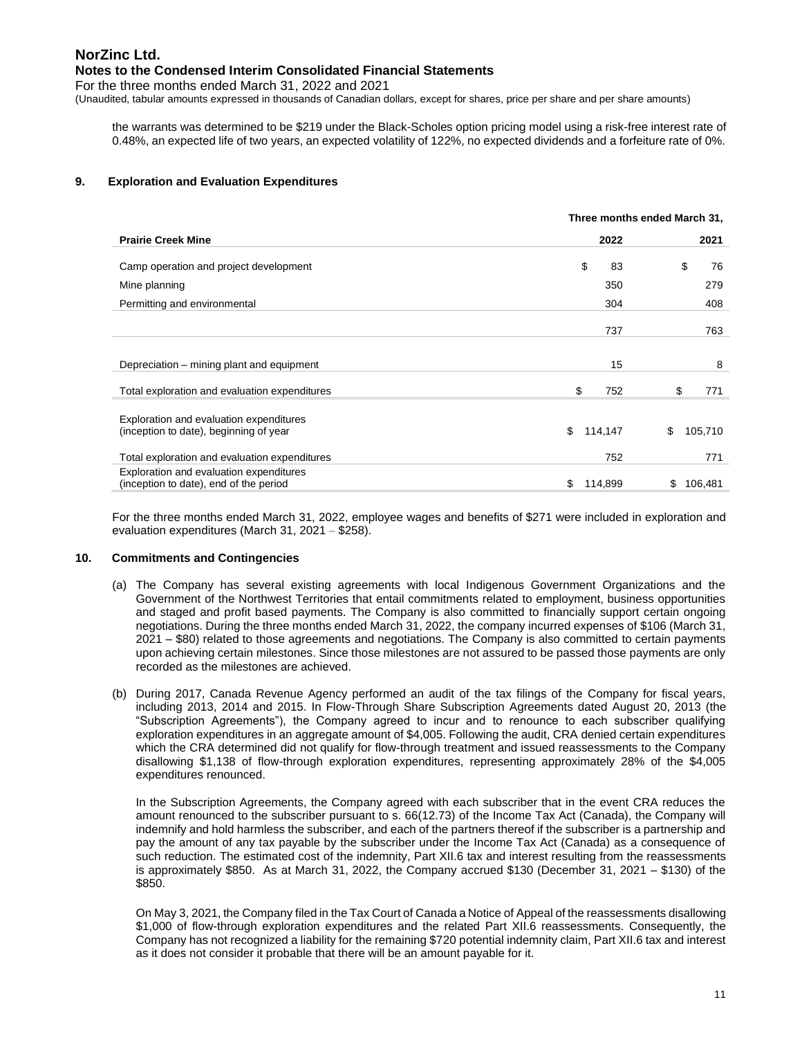the warrants was determined to be $219 under the Black-Scholes option pricing model using a risk-free interest rate of 0.48%, an expected life of two years, an expected volatility of 122%, no expected dividends and a forfeiture rate of 0%.

## 9. Exploration and Evaluation Expenditures

| | Three months ended March 31, | |
|---|---|---|
| **Prairie Creek Mine** | **2022** | **2021** |
| Camp operation and project development | $ 83 | $ 76 |
| Mine planning | 350 | 279 |
| Permitting and environmental | 304 | 408 |
| | 737 | 763 |
| Depreciation – mining plant and equipment | 15 | 8 |
| Total exploration and evaluation expenditures | $ 752 | $ 771 |
| Exploration and evaluation expenditures (inception to date), beginning of year | $ 114,147 | $ 105,710 |
| Total exploration and evaluation expenditures | 752 | 771 |
| Exploration and evaluation expenditures (inception to date), end of the period | $ 114,899 | $ 106,481 |

For the three months ended March 31, 2022, employee wages and benefits of $271 were included in exploration and evaluation expenditures (March 31, 2021 – $258).

## 10. Commitments and Contingencies

(a) The Company has several existing agreements with local Indigenous Government Organizations and the Government of the Northwest Territories that entail commitments related to employment, business opportunities and staged and profit based payments. The Company is also committed to financially support certain ongoing negotiations. During the three months ended March 31, 2022, the company incurred expenses of $106 (March 31, 2021 – $80) related to those agreements and negotiations. The Company is also committed to certain payments upon achieving certain milestones. Since those milestones are not assured to be passed those payments are only recorded as the milestones are achieved.

(b) During 2017, Canada Revenue Agency performed an audit of the tax filings of the Company for fiscal years, including 2013, 2014 and 2015. In Flow-Through Share Subscription Agreements dated August 20, 2013 (the "Subscription Agreements"), the Company agreed to incur and to renounce to each subscriber qualifying exploration expenditures in an aggregate amount of $4,005. Following the audit, CRA denied certain expenditures which the CRA determined did not qualify for flow-through treatment and issued reassessments to the Company disallowing $1,138 of flow-through exploration expenditures, representing approximately 28% of the $4,005 expenditures renounced.

In the Subscription Agreements, the Company agreed with each subscriber that in the event CRA reduces the amount renounced to the subscriber pursuant to s. 66(12.73) of the Income Tax Act (Canada), the Company will indemnify and hold harmless the subscriber, and each of the partners thereof if the subscriber is a partnership and pay the amount of any tax payable by the subscriber under the Income Tax Act (Canada) as a consequence of such reduction. The estimated cost of the indemnity, Part XII.6 tax and interest resulting from the reassessments is approximately $850. As at March 31, 2022, the Company accrued $130 (December 31, 2021 – $130) of the $850.

On May 3, 2021, the Company filed in the Tax Court of Canada a Notice of Appeal of the reassessments disallowing $1,000 of flow-through exploration expenditures and the related Part XII.6 reassessments. Consequently, the Company has not recognized a liability for the remaining $720 potential indemnity claim, Part XII.6 tax and interest as it does not consider it probable that there will be an amount payable for it.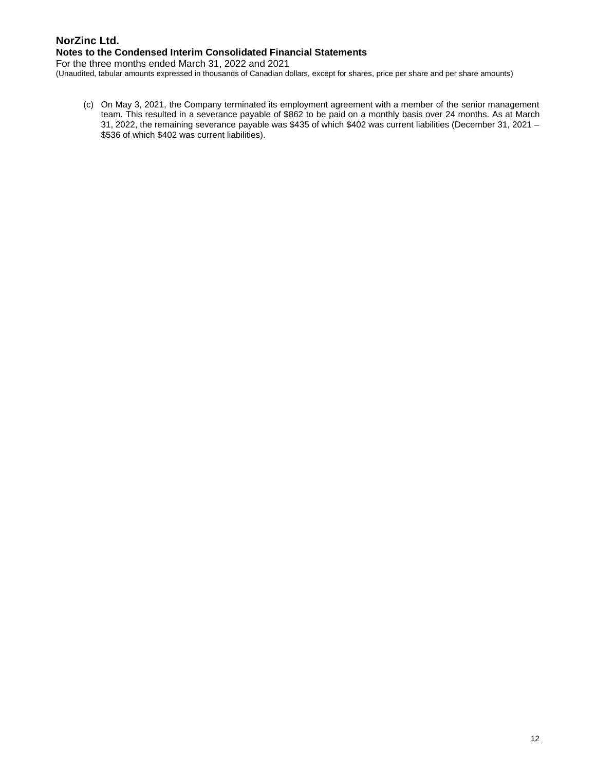(c) On May 3, 2021, the Company terminated its employment agreement with a member of the senior management team. This resulted in a severance payable of $862 to be paid on a monthly basis over 24 months. As at March 31, 2022, the remaining severance payable was $435 of which $402 was current liabilities (December 31, 2021 – $536 of which $402 was current liabilities).